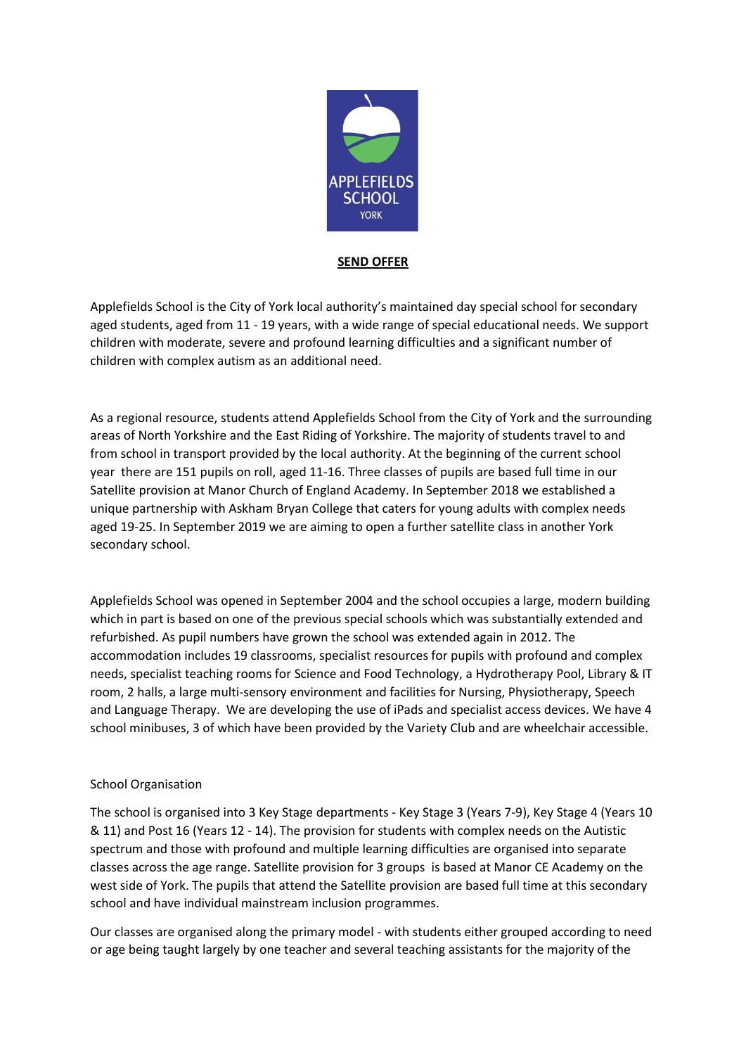# SEND OFFER

Applefields School is the City of York local authority's maintained day special school for secondary aged students, aged from 11 - 19 years, with a wide range of special educational needs. We support children with moderate, severe and profound learning difficulties and a significant number of children with complex autism as an additional need.

As a regional resource, students attend Applefields School from the City of York and the surrounding areas of North Yorkshire and the East Riding of Yorkshire. The majority of students travel to and from school in transport provided by the local authority. At the beginning of the current school year there are 151 pupils on roll, aged 11-16. Three classes of pupils are based full time in our Satellite provision at Manor Church of England Academy. In September 2018 we established a unique partnership with Askham Bryan College that caters for young adults with complex needs aged 19-25. In September 2019 we are aiming to open a further satellite class in another York secondary school.

Applefields School was opened in September 2004 and the school occupies a large, modern building which in part is based on one of the previous special schools which was substantially extended and refurbished. As pupil numbers have grown the school was extended again in 2012. The accommodation includes 19 classrooms, specialist resources for pupils with profound and complex needs, specialist teaching rooms for Science and Food Technology, a Hydrotherapy Pool, Library & IT room, 2 halls, a large multi-sensory environment and facilities for Nursing, Physiotherapy, Speech and Language Therapy. We are developing the use of iPads and specialist access devices. We have 4 school minibuses, 3 of which have been provided by the Variety Club and are wheelchair accessible.

## School Organisation

The school is organised into 3 Key Stage departments - Key Stage 3 (Years 7-9), Key Stage 4 (Years 10 & 11) and Post 16 (Years 12 - 14). The provision for students with complex needs on the Autistic spectrum and those with profound and multiple learning difficulties are organised into separate classes across the age range. Satellite provision for 3 groups is based at Manor CE Academy on the west side of York. The pupils that attend the Satellite provision are based full time at this secondary school and have individual mainstream inclusion programmes.

Our classes are organised along the primary model - with students either grouped according to need or age being taught largely by one teacher and several teaching assistants for the majority of the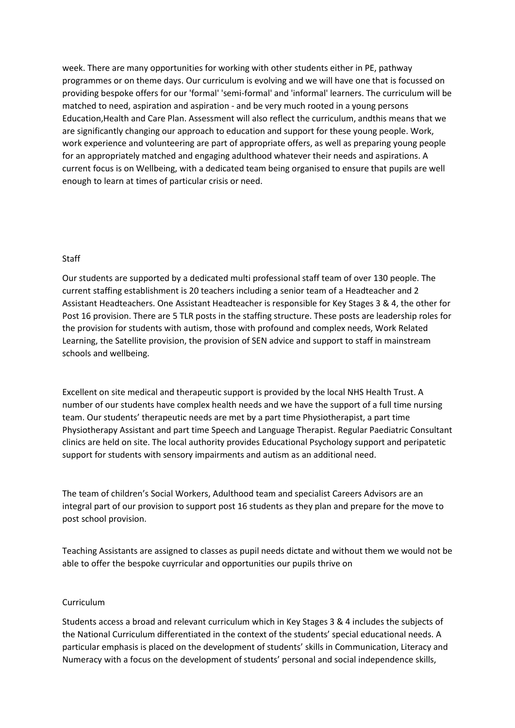week. There are many opportunities for working with other students either in PE, pathway programmes or on theme days. Our curriculum is evolving and we will have one that is focussed on providing bespoke offers for our 'formal' 'semi-formal' and 'informal' learners. The curriculum will be matched to need, aspiration and aspiration - and be very much rooted in a young persons Education,Health and Care Plan. Assessment will also reflect the curriculum, andthis means that we are significantly changing our approach to education and support for these young people. Work, work experience and volunteering are part of appropriate offers, as well as preparing young people for an appropriately matched and engaging adulthood whatever their needs and aspirations. A current focus is on Wellbeing, with a dedicated team being organised to ensure that pupils are well enough to learn at times of particular crisis or need.

## Staff

Our students are supported by a dedicated multi professional staff team of over 130 people. The current staffing establishment is 20 teachers including a senior team of a Headteacher and 2 Assistant Headteachers. One Assistant Headteacher is responsible for Key Stages 3 & 4, the other for Post 16 provision. There are 5 TLR posts in the staffing structure. These posts are leadership roles for the provision for students with autism, those with profound and complex needs, Work Related Learning, the Satellite provision, the provision of SEN advice and support to staff in mainstream schools and wellbeing.

Excellent on site medical and therapeutic support is provided by the local NHS Health Trust. A number of our students have complex health needs and we have the support of a full time nursing team. Our students' therapeutic needs are met by a part time Physiotherapist, a part time Physiotherapy Assistant and part time Speech and Language Therapist. Regular Paediatric Consultant clinics are held on site. The local authority provides Educational Psychology support and peripatetic support for students with sensory impairments and autism as an additional need.

The team of children's Social Workers, Adulthood team and specialist Careers Advisors are an integral part of our provision to support post 16 students as they plan and prepare for the move to post school provision.

Teaching Assistants are assigned to classes as pupil needs dictate and without them we would not be able to offer the bespoke cuyrricular and opportunities our pupils thrive on

## Curriculum

Students access a broad and relevant curriculum which in Key Stages 3 & 4 includes the subjects of the National Curriculum differentiated in the context of the students' special educational needs. A particular emphasis is placed on the development of students' skills in Communication, Literacy and Numeracy with a focus on the development of students' personal and social independence skills,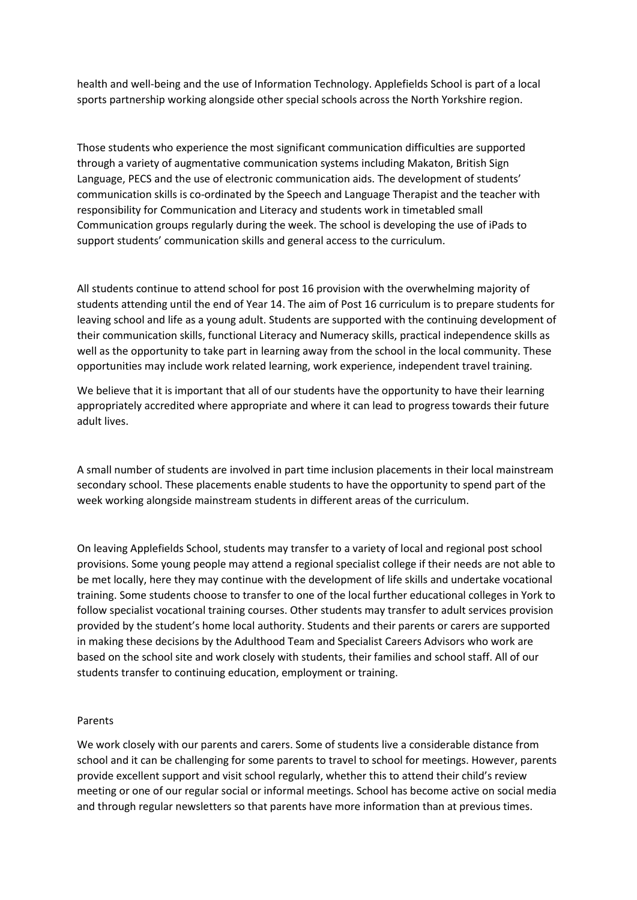health and well-being and the use of Information Technology. Applefields School is part of a local sports partnership working alongside other special schools across the North Yorkshire region.

Those students who experience the most significant communication difficulties are supported through a variety of augmentative communication systems including Makaton, British Sign Language, PECS and the use of electronic communication aids. The development of students' communication skills is co-ordinated by the Speech and Language Therapist and the teacher with responsibility for Communication and Literacy and students work in timetabled small Communication groups regularly during the week. The school is developing the use of iPads to support students' communication skills and general access to the curriculum.

All students continue to attend school for post 16 provision with the overwhelming majority of students attending until the end of Year 14. The aim of Post 16 curriculum is to prepare students for leaving school and life as a young adult. Students are supported with the continuing development of their communication skills, functional Literacy and Numeracy skills, practical independence skills as well as the opportunity to take part in learning away from the school in the local community. These opportunities may include work related learning, work experience, independent travel training.

We believe that it is important that all of our students have the opportunity to have their learning appropriately accredited where appropriate and where it can lead to progress towards their future adult lives.

A small number of students are involved in part time inclusion placements in their local mainstream secondary school. These placements enable students to have the opportunity to spend part of the week working alongside mainstream students in different areas of the curriculum.

On leaving Applefields School, students may transfer to a variety of local and regional post school provisions. Some young people may attend a regional specialist college if their needs are not able to be met locally, here they may continue with the development of life skills and undertake vocational training. Some students choose to transfer to one of the local further educational colleges in York to follow specialist vocational training courses. Other students may transfer to adult services provision provided by the student's home local authority. Students and their parents or carers are supported in making these decisions by the Adulthood Team and Specialist Careers Advisors who work are based on the school site and work closely with students, their families and school staff. All of our students transfer to continuing education, employment or training.

Parents

We work closely with our parents and carers. Some of students live a considerable distance from school and it can be challenging for some parents to travel to school for meetings. However, parents provide excellent support and visit school regularly, whether this to attend their child's review meeting or one of our regular social or informal meetings. School has become active on social media and through regular newsletters so that parents have more information than at previous times.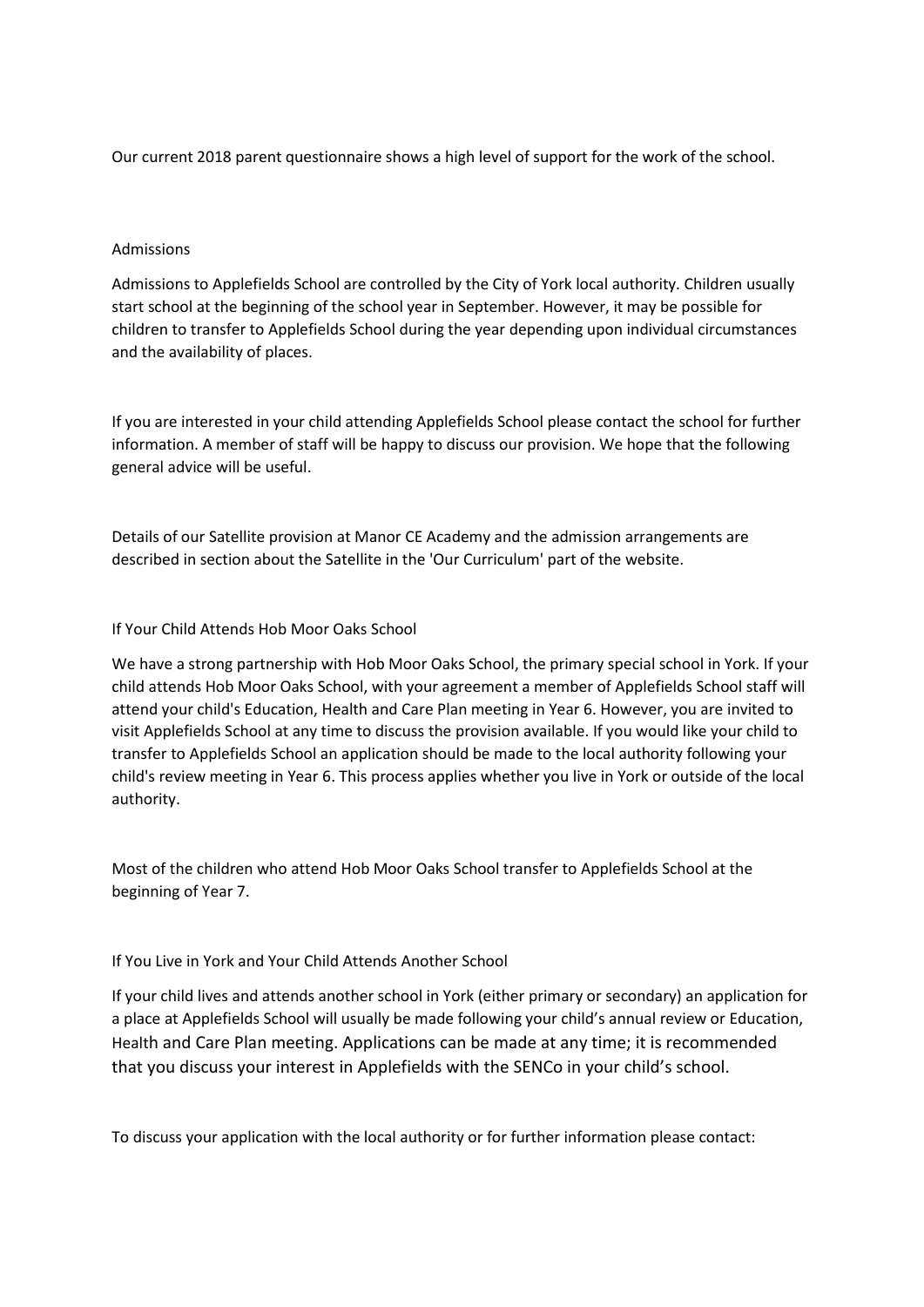Our current 2018 parent questionnaire shows a high level of support for the work of the school.

## Admissions

Admissions to Applefields School are controlled by the City of York local authority. Children usually start school at the beginning of the school year in September. However, it may be possible for children to transfer to Applefields School during the year depending upon individual circumstances and the availability of places.

If you are interested in your child attending Applefields School please contact the school for further information. A member of staff will be happy to discuss our provision. We hope that the following general advice will be useful.

Details of our Satellite provision at Manor CE Academy and the admission arrangements are described in section about the Satellite in the 'Our Curriculum' part of the website.

### If Your Child Attends Hob Moor Oaks School

We have a strong partnership with Hob Moor Oaks School, the primary special school in York. If your child attends Hob Moor Oaks School, with your agreement a member of Applefields School staff will attend your child's Education, Health and Care Plan meeting in Year 6. However, you are invited to visit Applefields School at any time to discuss the provision available. If you would like your child to transfer to Applefields School an application should be made to the local authority following your child's review meeting in Year 6. This process applies whether you live in York or outside of the local authority.

Most of the children who attend Hob Moor Oaks School transfer to Applefields School at the beginning of Year 7.

### If You Live in York and Your Child Attends Another School

If your child lives and attends another school in York (either primary or secondary) an application for a place at Applefields School will usually be made following your child's annual review or Education, Health and Care Plan meeting. Applications can be made at any time; it is recommended that you discuss your interest in Applefields with the SENCo in your child's school.

To discuss your application with the local authority or for further information please contact: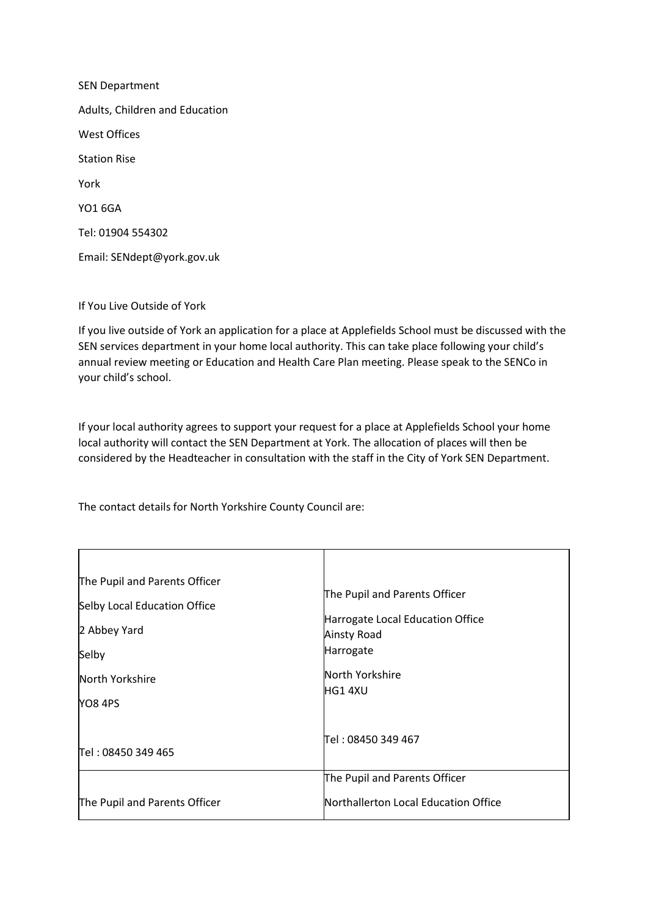SEN Department

Adults, Children and Education

West Offices

Station Rise

York

YO1 6GA

Tel: 01904 554302

Email: SENdept@york.gov.uk

If You Live Outside of York

If you live outside of York an application for a place at Applefields School must be discussed with the SEN services department in your home local authority. This can take place following your child's annual review meeting or Education and Health Care Plan meeting. Please speak to the SENCo in your child's school.

If your local authority agrees to support your request for a place at Applefields School your home local authority will contact the SEN Department at York. The allocation of places will then be considered by the Headteacher in consultation with the staff in the City of York SEN Department.

The contact details for North Yorkshire County Council are:

| | |
|---|---|
| The Pupil and Parents Officer<br>Selby Local Education Office<br>2 Abbey Yard<br>Selby<br>North Yorkshire<br>YO8 4PS<br><br>Tel : 08450 349 465 | The Pupil and Parents Officer<br>Harrogate Local Education Office<br>Ainsty Road<br>Harrogate<br>North Yorkshire<br>HG1 4XU<br><br>Tel : 08450 349 467 |
| The Pupil and Parents Officer | The Pupil and Parents Officer<br>Northallerton Local Education Office |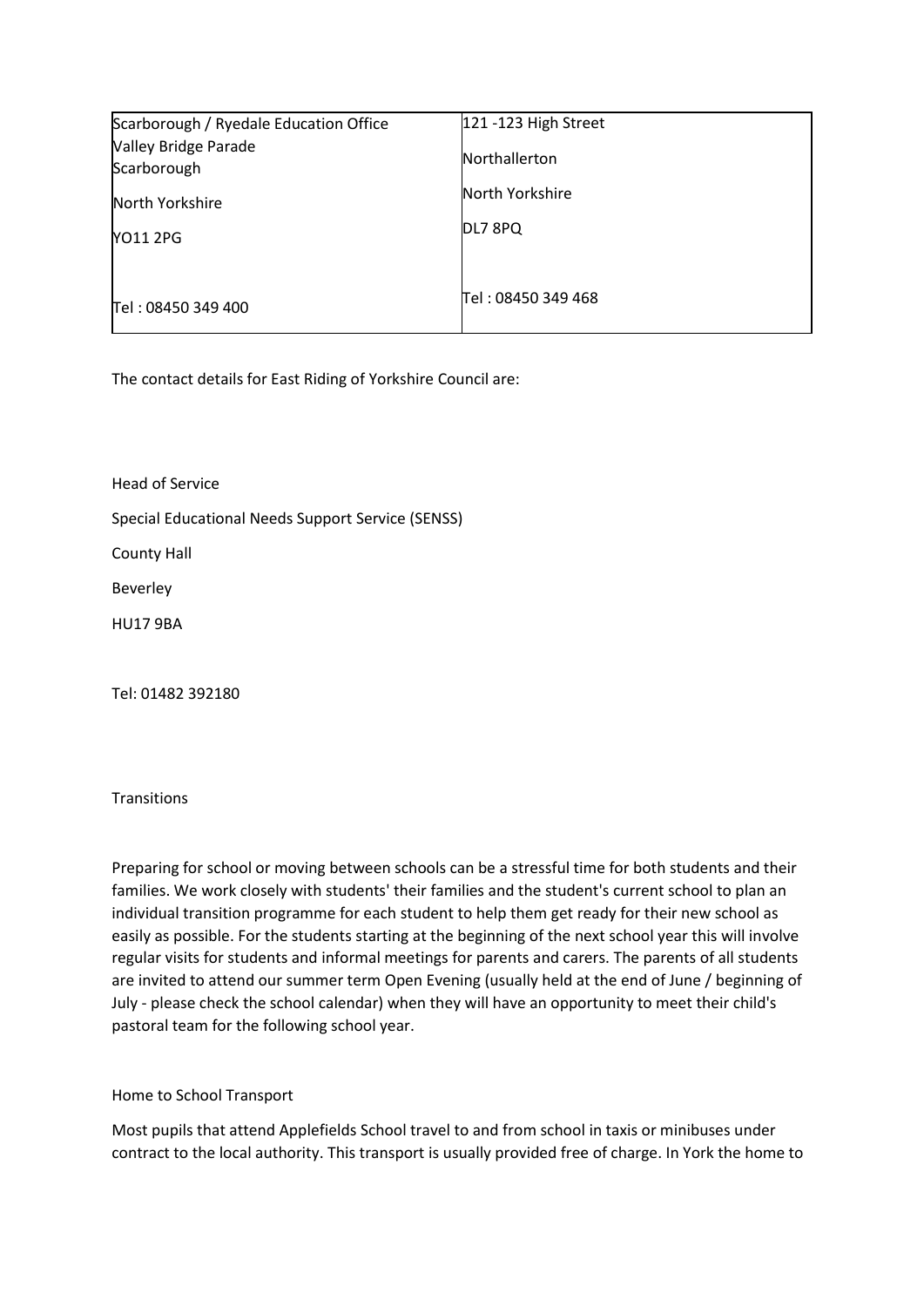| Scarborough / Ryedale Education Office<br>Valley Bridge Parade<br>Scarborough<br>North Yorkshire<br>YO11 2PG<br><br>Tel : 08450 349 400 | 121 -123 High Street<br>Northallerton<br>North Yorkshire<br>DL7 8PQ<br><br>Tel : 08450 349 468 |
|---|---|

The contact details for East Riding of Yorkshire Council are:

Head of Service

Special Educational Needs Support Service (SENSS)

County Hall

Beverley

HU17 9BA

Tel: 01482 392180

Transitions

Preparing for school or moving between schools can be a stressful time for both students and their families. We work closely with students' their families and the student's current school to plan an individual transition programme for each student to help them get ready for their new school as easily as possible. For the students starting at the beginning of the next school year this will involve regular visits for students and informal meetings for parents and carers. The parents of all students are invited to attend our summer term Open Evening (usually held at the end of June / beginning of July - please check the school calendar) when they will have an opportunity to meet their child's pastoral team for the following school year.

Home to School Transport

Most pupils that attend Applefields School travel to and from school in taxis or minibuses under contract to the local authority. This transport is usually provided free of charge. In York the home to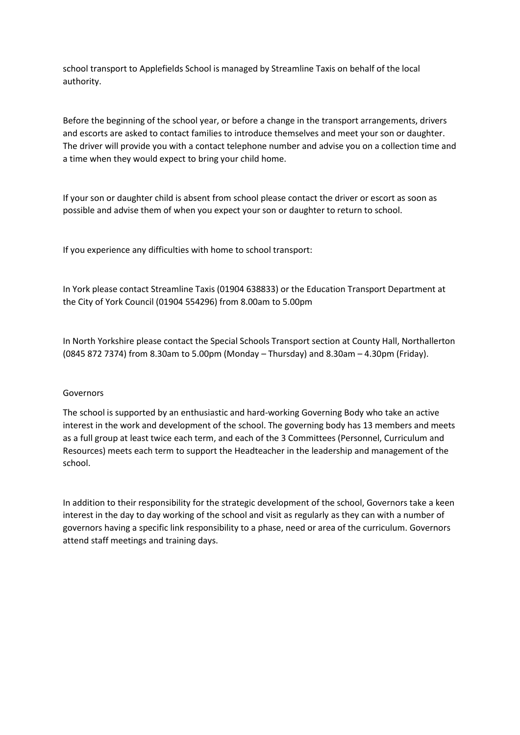school transport to Applefields School is managed by Streamline Taxis on behalf of the local authority.

Before the beginning of the school year, or before a change in the transport arrangements, drivers and escorts are asked to contact families to introduce themselves and meet your son or daughter. The driver will provide you with a contact telephone number and advise you on a collection time and a time when they would expect to bring your child home.

If your son or daughter child is absent from school please contact the driver or escort as soon as possible and advise them of when you expect your son or daughter to return to school.

If you experience any difficulties with home to school transport:

In York please contact Streamline Taxis (01904 638833) or the Education Transport Department at the City of York Council (01904 554296) from 8.00am to 5.00pm

In North Yorkshire please contact the Special Schools Transport section at County Hall, Northallerton (0845 872 7374) from 8.30am to 5.00pm (Monday – Thursday) and 8.30am – 4.30pm (Friday).

## Governors

The school is supported by an enthusiastic and hard-working Governing Body who take an active interest in the work and development of the school. The governing body has 13 members and meets as a full group at least twice each term, and each of the 3 Committees (Personnel, Curriculum and Resources) meets each term to support the Headteacher in the leadership and management of the school.

In addition to their responsibility for the strategic development of the school, Governors take a keen interest in the day to day working of the school and visit as regularly as they can with a number of governors having a specific link responsibility to a phase, need or area of the curriculum. Governors attend staff meetings and training days.